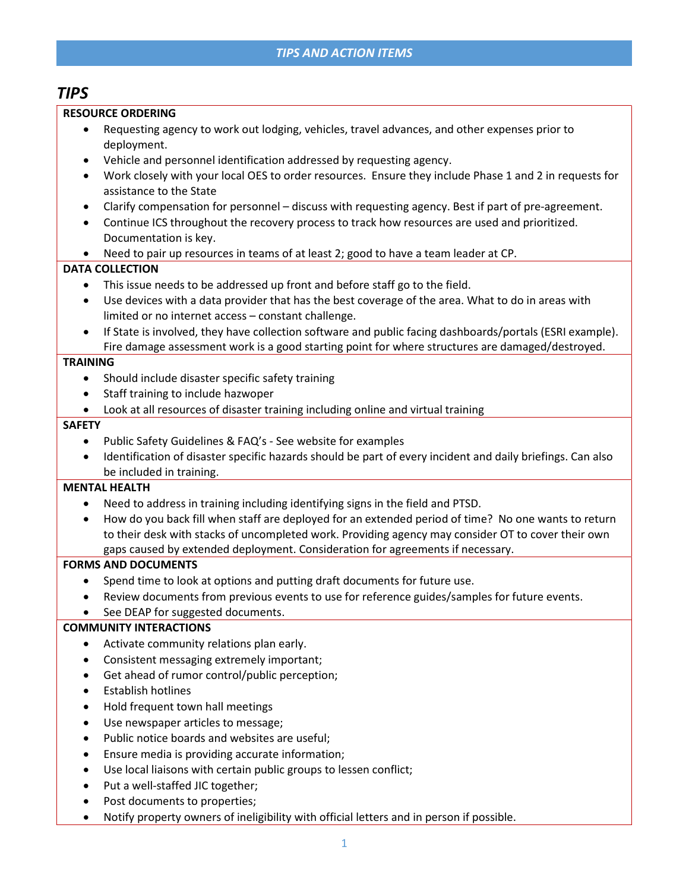## TIPS AND ACTION ITEMS

# *TIPS*

**RESOURCE ORDERING**

- Requesting agency to work out lodging, vehicles, travel advances, and other expenses prior to deployment.
- Vehicle and personnel identification addressed by requesting agency.
- Work closely with your local OES to order resources. Ensure they include Phase 1 and 2 in requests for assistance to the State
- Clarify compensation for personnel – discuss with requesting agency. Best if part of pre-agreement.
- Continue ICS throughout the recovery process to track how resources are used and prioritized. Documentation is key.
- Need to pair up resources in teams of at least 2; good to have a team leader at CP.

**DATA COLLECTION**

- This issue needs to be addressed up front and before staff go to the field.
- Use devices with a data provider that has the best coverage of the area. What to do in areas with limited or no internet access – constant challenge.
- If State is involved, they have collection software and public facing dashboards/portals (ESRI example). Fire damage assessment work is a good starting point for where structures are damaged/destroyed.

**TRAINING**

- Should include disaster specific safety training
- Staff training to include hazwoper
- Look at all resources of disaster training including online and virtual training

**SAFETY**

- Public Safety Guidelines & FAQ's - See website for examples
- Identification of disaster specific hazards should be part of every incident and daily briefings. Can also be included in training.

**MENTAL HEALTH**

- Need to address in training including identifying signs in the field and PTSD.
- How do you back fill when staff are deployed for an extended period of time? No one wants to return to their desk with stacks of uncompleted work. Providing agency may consider OT to cover their own gaps caused by extended deployment. Consideration for agreements if necessary.

**FORMS AND DOCUMENTS**

- Spend time to look at options and putting draft documents for future use.
- Review documents from previous events to use for reference guides/samples for future events.
- See DEAP for suggested documents.

**COMMUNITY INTERACTIONS**

- Activate community relations plan early.
- Consistent messaging extremely important;
- Get ahead of rumor control/public perception;
- Establish hotlines
- Hold frequent town hall meetings
- Use newspaper articles to message;
- Public notice boards and websites are useful;
- Ensure media is providing accurate information;
- Use local liaisons with certain public groups to lessen conflict;
- Put a well-staffed JIC together;
- Post documents to properties;
- Notify property owners of ineligibility with official letters and in person if possible.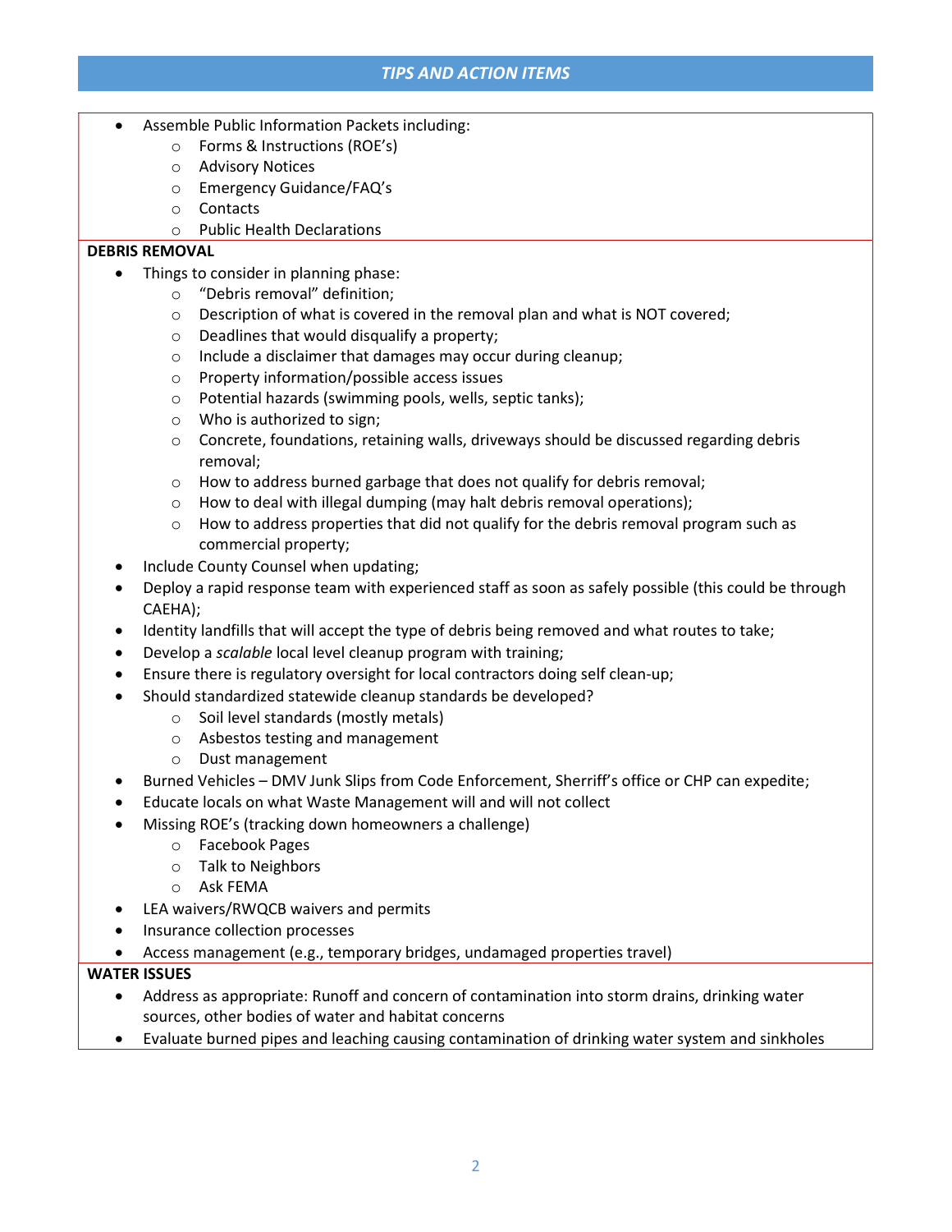## TIPS AND ACTION ITEMS

- Assemble Public Information Packets including:
  - Forms & Instructions (ROE's)
  - Advisory Notices
  - Emergency Guidance/FAQ's
  - Contacts
  - Public Health Declarations

**DEBRIS REMOVAL**

- Things to consider in planning phase:
  - "Debris removal" definition;
  - Description of what is covered in the removal plan and what is NOT covered;
  - Deadlines that would disqualify a property;
  - Include a disclaimer that damages may occur during cleanup;
  - Property information/possible access issues
  - Potential hazards (swimming pools, wells, septic tanks);
  - Who is authorized to sign;
  - Concrete, foundations, retaining walls, driveways should be discussed regarding debris removal;
  - How to address burned garbage that does not qualify for debris removal;
  - How to deal with illegal dumping (may halt debris removal operations);
  - How to address properties that did not qualify for the debris removal program such as commercial property;
- Include County Counsel when updating;
- Deploy a rapid response team with experienced staff as soon as safely possible (this could be through CAEHA);
- Identity landfills that will accept the type of debris being removed and what routes to take;
- Develop a *scalable* local level cleanup program with training;
- Ensure there is regulatory oversight for local contractors doing self clean-up;
- Should standardized statewide cleanup standards be developed?
  - Soil level standards (mostly metals)
  - Asbestos testing and management
  - Dust management
- Burned Vehicles – DMV Junk Slips from Code Enforcement, Sherriff's office or CHP can expedite;
- Educate locals on what Waste Management will and will not collect
- Missing ROE's (tracking down homeowners a challenge)
  - Facebook Pages
  - Talk to Neighbors
  - Ask FEMA
- LEA waivers/RWQCB waivers and permits
- Insurance collection processes
- Access management (e.g., temporary bridges, undamaged properties travel)

**WATER ISSUES**

- Address as appropriate: Runoff and concern of contamination into storm drains, drinking water sources, other bodies of water and habitat concerns
- Evaluate burned pipes and leaching causing contamination of drinking water system and sinkholes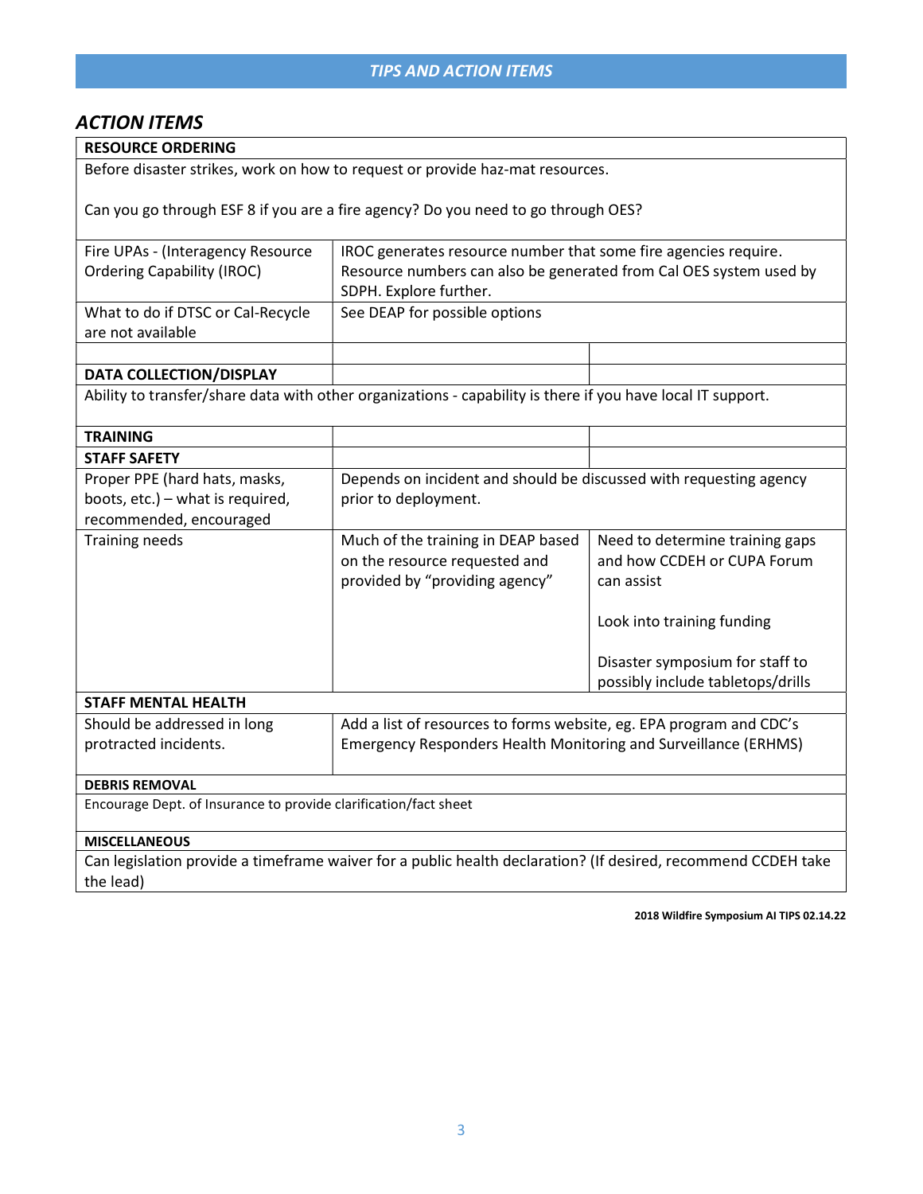## TIPS AND ACTION ITEMS

### ACTION ITEMS

| | | |
|---|---|---|
| **RESOURCE ORDERING** | | |
| Before disaster strikes, work on how to request or provide haz-mat resources.<br><br>Can you go through ESF 8 if you are a fire agency? Do you need to go through OES? | | |
| Fire UPAs - (Interagency Resource Ordering Capability (IROC) | IROC generates resource number that some fire agencies require. Resource numbers can also be generated from Cal OES system used by SDPH. Explore further. | |
| What to do if DTSC or Cal-Recycle are not available | See DEAP for possible options | |
| | | |
| **DATA COLLECTION/DISPLAY** | | |
| Ability to transfer/share data with other organizations - capability is there if you have local IT support. | | |
| **TRAINING** | | |
| **STAFF SAFETY** | | |
| Proper PPE (hard hats, masks, boots, etc.) – what is required, recommended, encouraged | Depends on incident and should be discussed with requesting agency prior to deployment. | |
| Training needs | Much of the training in DEAP based on the resource requested and provided by "providing agency" | Need to determine training gaps and how CCDEH or CUPA Forum can assist<br><br>Look into training funding<br><br>Disaster symposium for staff to possibly include tabletops/drills |
| **STAFF MENTAL HEALTH** | | |
| Should be addressed in long protracted incidents. | Add a list of resources to forms website, eg. EPA program and CDC's Emergency Responders Health Monitoring and Surveillance (ERHMS) | |
| **DEBRIS REMOVAL** | | |
| Encourage Dept. of Insurance to provide clarification/fact sheet | | |
| **MISCELLANEOUS** | | |
| Can legislation provide a timeframe waiver for a public health declaration? (If desired, recommend CCDEH take the lead) | | |

2018 Wildfire Symposium AI TIPS 02.14.22